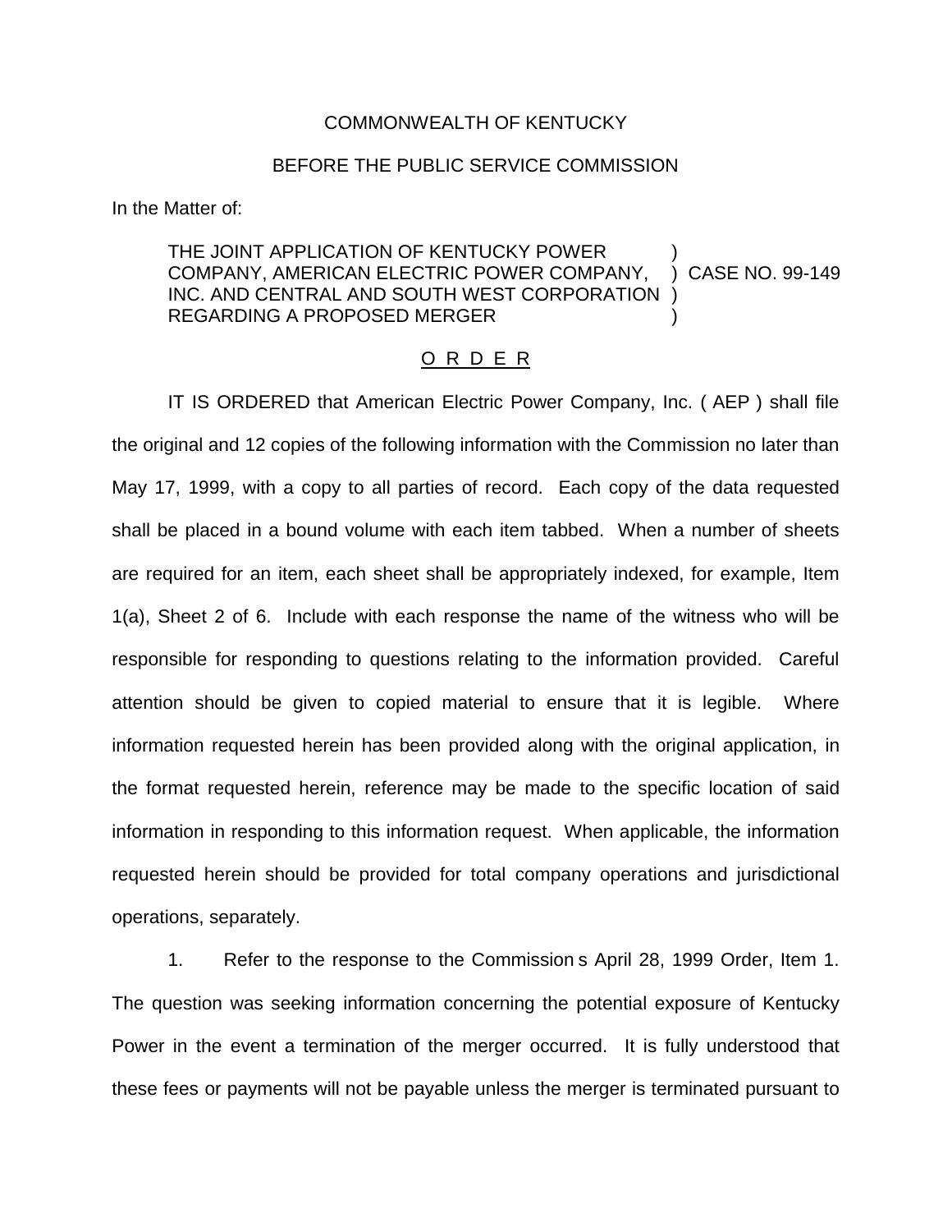COMMONWEALTH OF KENTUCKY

BEFORE THE PUBLIC SERVICE COMMISSION

In the Matter of:

THE JOINT APPLICATION OF KENTUCKY POWER COMPANY, AMERICAN ELECTRIC POWER COMPANY, INC. AND CENTRAL AND SOUTH WEST CORPORATION REGARDING A PROPOSED MERGER ) CASE NO. 99-149

O R D E R

IT IS ORDERED that American Electric Power Company, Inc. ( AEP ) shall file the original and 12 copies of the following information with the Commission no later than May 17, 1999, with a copy to all parties of record. Each copy of the data requested shall be placed in a bound volume with each item tabbed. When a number of sheets are required for an item, each sheet shall be appropriately indexed, for example, Item 1(a), Sheet 2 of 6. Include with each response the name of the witness who will be responsible for responding to questions relating to the information provided. Careful attention should be given to copied material to ensure that it is legible. Where information requested herein has been provided along with the original application, in the format requested herein, reference may be made to the specific location of said information in responding to this information request. When applicable, the information requested herein should be provided for total company operations and jurisdictional operations, separately.

1. Refer to the response to the Commission s April 28, 1999 Order, Item 1. The question was seeking information concerning the potential exposure of Kentucky Power in the event a termination of the merger occurred. It is fully understood that these fees or payments will not be payable unless the merger is terminated pursuant to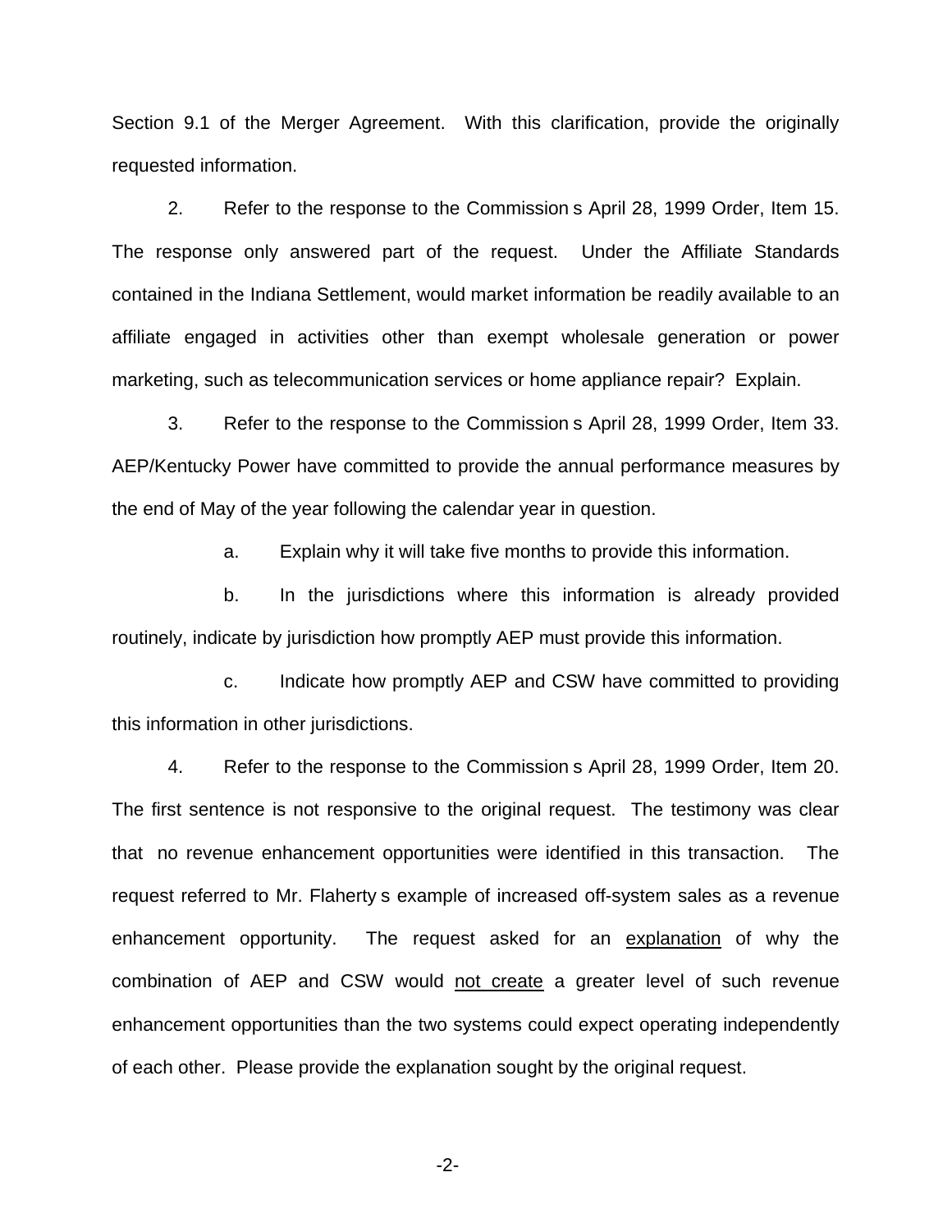Section 9.1 of the Merger Agreement. With this clarification, provide the originally requested information.

2. Refer to the response to the Commission s April 28, 1999 Order, Item 15. The response only answered part of the request. Under the Affiliate Standards contained in the Indiana Settlement, would market information be readily available to an affiliate engaged in activities other than exempt wholesale generation or power marketing, such as telecommunication services or home appliance repair? Explain.

3. Refer to the response to the Commission s April 28, 1999 Order, Item 33. AEP/Kentucky Power have committed to provide the annual performance measures by the end of May of the year following the calendar year in question.

a. Explain why it will take five months to provide this information.

b. In the jurisdictions where this information is already provided routinely, indicate by jurisdiction how promptly AEP must provide this information.

c. Indicate how promptly AEP and CSW have committed to providing this information in other jurisdictions.

4. Refer to the response to the Commission s April 28, 1999 Order, Item 20. The first sentence is not responsive to the original request. The testimony was clear that no revenue enhancement opportunities were identified in this transaction. The request referred to Mr. Flaherty s example of increased off-system sales as a revenue enhancement opportunity. The request asked for an <u>explanation</u> of why the combination of AEP and CSW would <u>not create</u> a greater level of such revenue enhancement opportunities than the two systems could expect operating independently of each other. Please provide the explanation sought by the original request.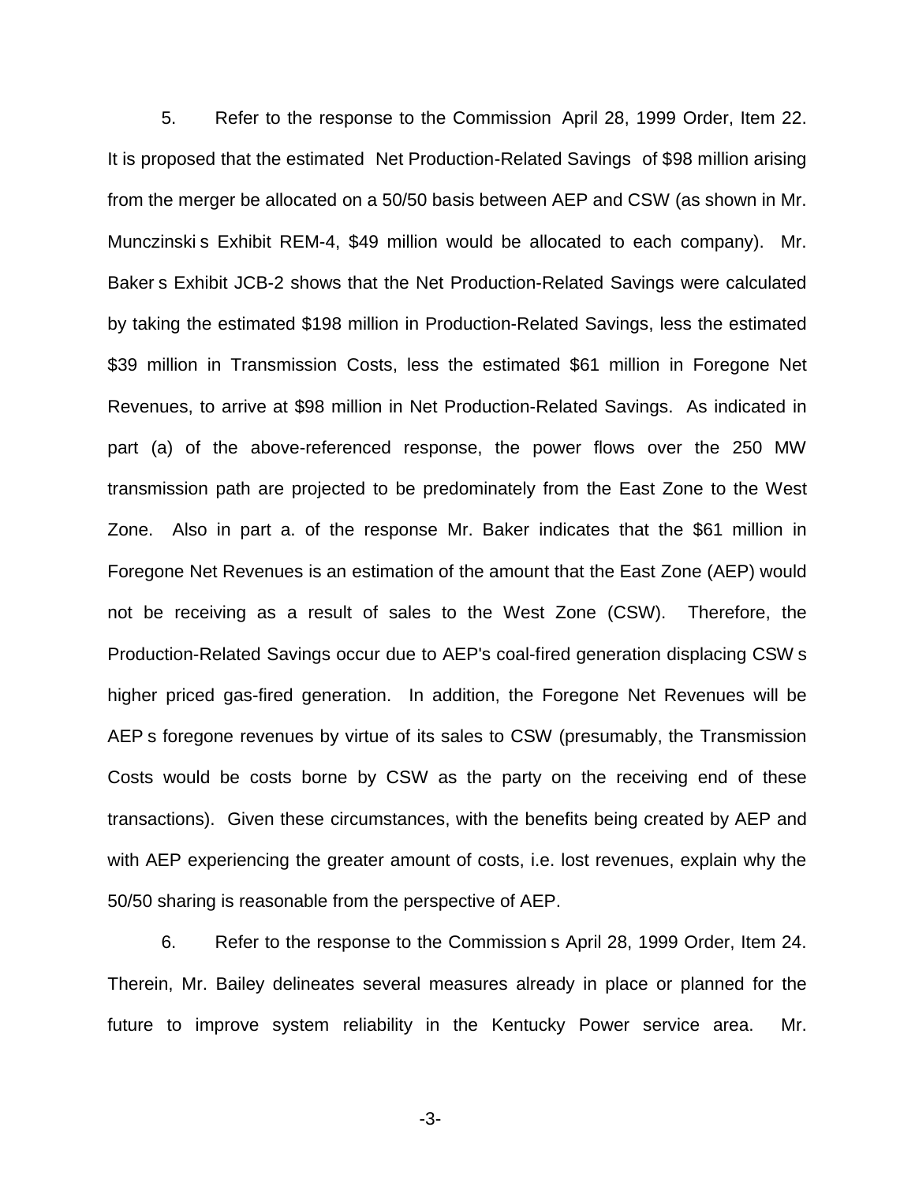5. Refer to the response to the Commission April 28, 1999 Order, Item 22. It is proposed that the estimated Net Production-Related Savings of $98 million arising from the merger be allocated on a 50/50 basis between AEP and CSW (as shown in Mr. Munczinski s Exhibit REM-4, $49 million would be allocated to each company). Mr. Baker s Exhibit JCB-2 shows that the Net Production-Related Savings were calculated by taking the estimated $198 million in Production-Related Savings, less the estimated $39 million in Transmission Costs, less the estimated $61 million in Foregone Net Revenues, to arrive at $98 million in Net Production-Related Savings. As indicated in part (a) of the above-referenced response, the power flows over the 250 MW transmission path are projected to be predominately from the East Zone to the West Zone. Also in part a. of the response Mr. Baker indicates that the $61 million in Foregone Net Revenues is an estimation of the amount that the East Zone (AEP) would not be receiving as a result of sales to the West Zone (CSW). Therefore, the Production-Related Savings occur due to AEP's coal-fired generation displacing CSW s higher priced gas-fired generation. In addition, the Foregone Net Revenues will be AEP s foregone revenues by virtue of its sales to CSW (presumably, the Transmission Costs would be costs borne by CSW as the party on the receiving end of these transactions). Given these circumstances, with the benefits being created by AEP and with AEP experiencing the greater amount of costs, i.e. lost revenues, explain why the 50/50 sharing is reasonable from the perspective of AEP.

6. Refer to the response to the Commission s April 28, 1999 Order, Item 24. Therein, Mr. Bailey delineates several measures already in place or planned for the future to improve system reliability in the Kentucky Power service area. Mr.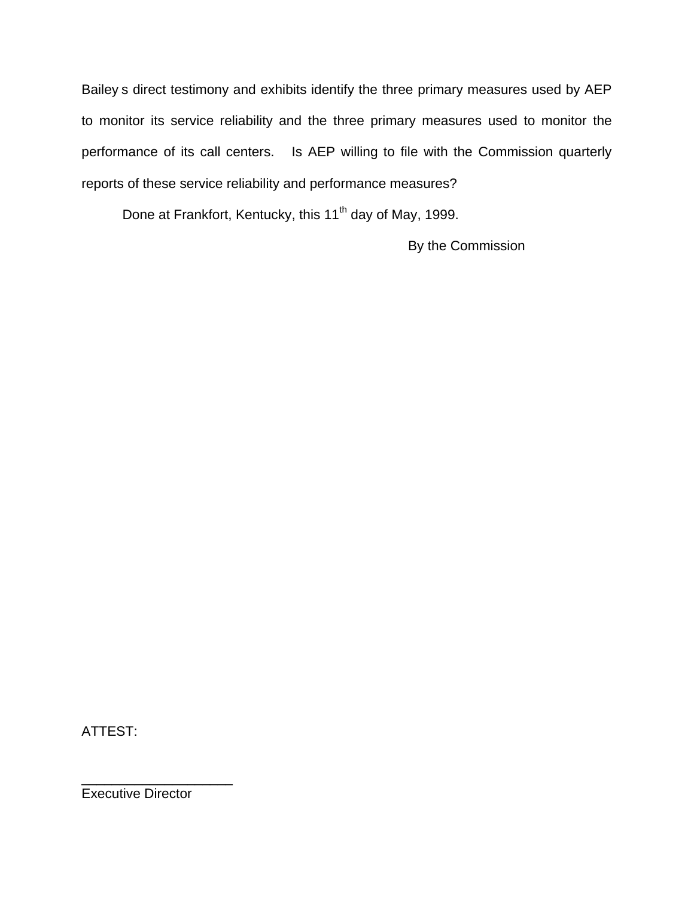Bailey s direct testimony and exhibits identify the three primary measures used by AEP to monitor its service reliability and the three primary measures used to monitor the performance of its call centers. Is AEP willing to file with the Commission quarterly reports of these service reliability and performance measures?

Done at Frankfort, Kentucky, this 11th day of May, 1999.

By the Commission

ATTEST:

____________________
Executive Director